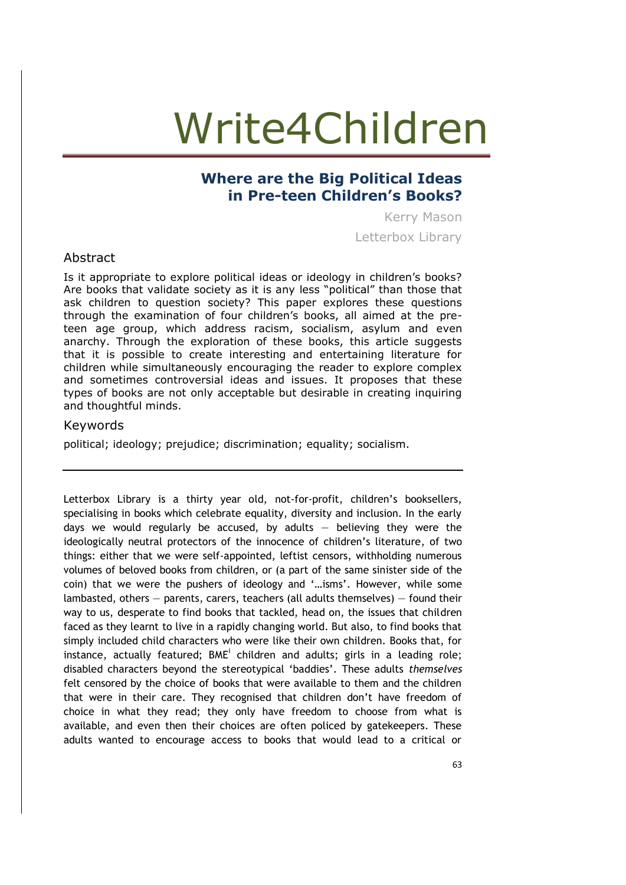# Write4Children

## Where are the Big Political Ideas in Pre-teen Children's Books?

Kerry Mason

Letterbox Library

### Abstract

Is it appropriate to explore political ideas or ideology in children's books? Are books that validate society as it is any less "political" than those that ask children to question society? This paper explores these questions through the examination of four children's books, all aimed at the pre-teen age group, which address racism, socialism, asylum and even anarchy. Through the exploration of these books, this article suggests that it is possible to create interesting and entertaining literature for children while simultaneously encouraging the reader to explore complex and sometimes controversial ideas and issues. It proposes that these types of books are not only acceptable but desirable in creating inquiring and thoughtful minds.

### Keywords

political; ideology; prejudice; discrimination; equality; socialism.

---

Letterbox Library is a thirty year old, not-for-profit, children's booksellers, specialising in books which celebrate equality, diversity and inclusion. In the early days we would regularly be accused, by adults — believing they were the ideologically neutral protectors of the innocence of children's literature, of two things: either that we were self-appointed, leftist censors, withholding numerous volumes of beloved books from children, or (a part of the same sinister side of the coin) that we were the pushers of ideology and '…isms'. However, while some lambasted, others — parents, carers, teachers (all adults themselves) — found their way to us, desperate to find books that tackled, head on, the issues that children faced as they learnt to live in a rapidly changing world. But also, to find books that simply included child characters who were like their own children. Books that, for instance, actually featured; BME[i] children and adults; girls in a leading role; disabled characters beyond the stereotypical 'baddies'. These adults *themselves* felt censored by the choice of books that were available to them and the children that were in their care. They recognised that children don't have freedom of choice in what they read; they only have freedom to choose from what is available, and even then their choices are often policed by gatekeepers. These adults wanted to encourage access to books that would lead to a critical or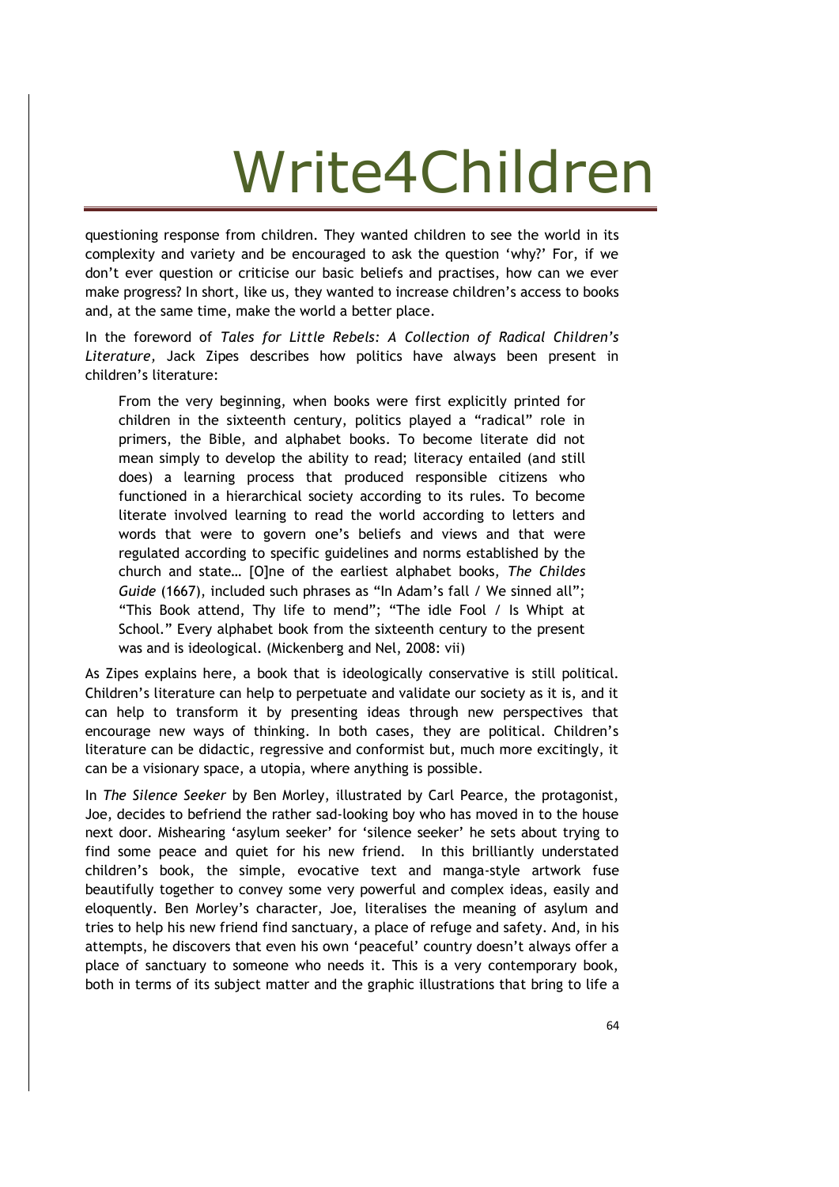questioning response from children. They wanted children to see the world in its complexity and variety and be encouraged to ask the question 'why?' For, if we don't ever question or criticise our basic beliefs and practises, how can we ever make progress? In short, like us, they wanted to increase children's access to books and, at the same time, make the world a better place.

In the foreword of *Tales for Little Rebels: A Collection of Radical Children's Literature,* Jack Zipes describes how politics have always been present in children's literature:

> From the very beginning, when books were first explicitly printed for children in the sixteenth century, politics played a "radical" role in primers, the Bible, and alphabet books. To become literate did not mean simply to develop the ability to read; literacy entailed (and still does) a learning process that produced responsible citizens who functioned in a hierarchical society according to its rules. To become literate involved learning to read the world according to letters and words that were to govern one's beliefs and views and that were regulated according to specific guidelines and norms established by the church and state… [O]ne of the earliest alphabet books, *The Childes Guide* (1667), included such phrases as "In Adam's fall / We sinned all"; "This Book attend, Thy life to mend"; "The idle Fool / Is Whipt at School." Every alphabet book from the sixteenth century to the present was and is ideological. (Mickenberg and Nel, 2008: vii)

As Zipes explains here, a book that is ideologically conservative is still political. Children's literature can help to perpetuate and validate our society as it is, and it can help to transform it by presenting ideas through new perspectives that encourage new ways of thinking. In both cases, they are political. Children's literature can be didactic, regressive and conformist but, much more excitingly, it can be a visionary space, a utopia, where anything is possible.

In *The Silence Seeker* by Ben Morley, illustrated by Carl Pearce, the protagonist, Joe, decides to befriend the rather sad-looking boy who has moved in to the house next door. Mishearing 'asylum seeker' for 'silence seeker' he sets about trying to find some peace and quiet for his new friend. In this brilliantly understated children's book, the simple, evocative text and manga-style artwork fuse beautifully together to convey some very powerful and complex ideas, easily and eloquently. Ben Morley's character, Joe, literalises the meaning of asylum and tries to help his new friend find sanctuary, a place of refuge and safety. And, in his attempts, he discovers that even his own 'peaceful' country doesn't always offer a place of sanctuary to someone who needs it. This is a very contemporary book, both in terms of its subject matter and the graphic illustrations that bring to life a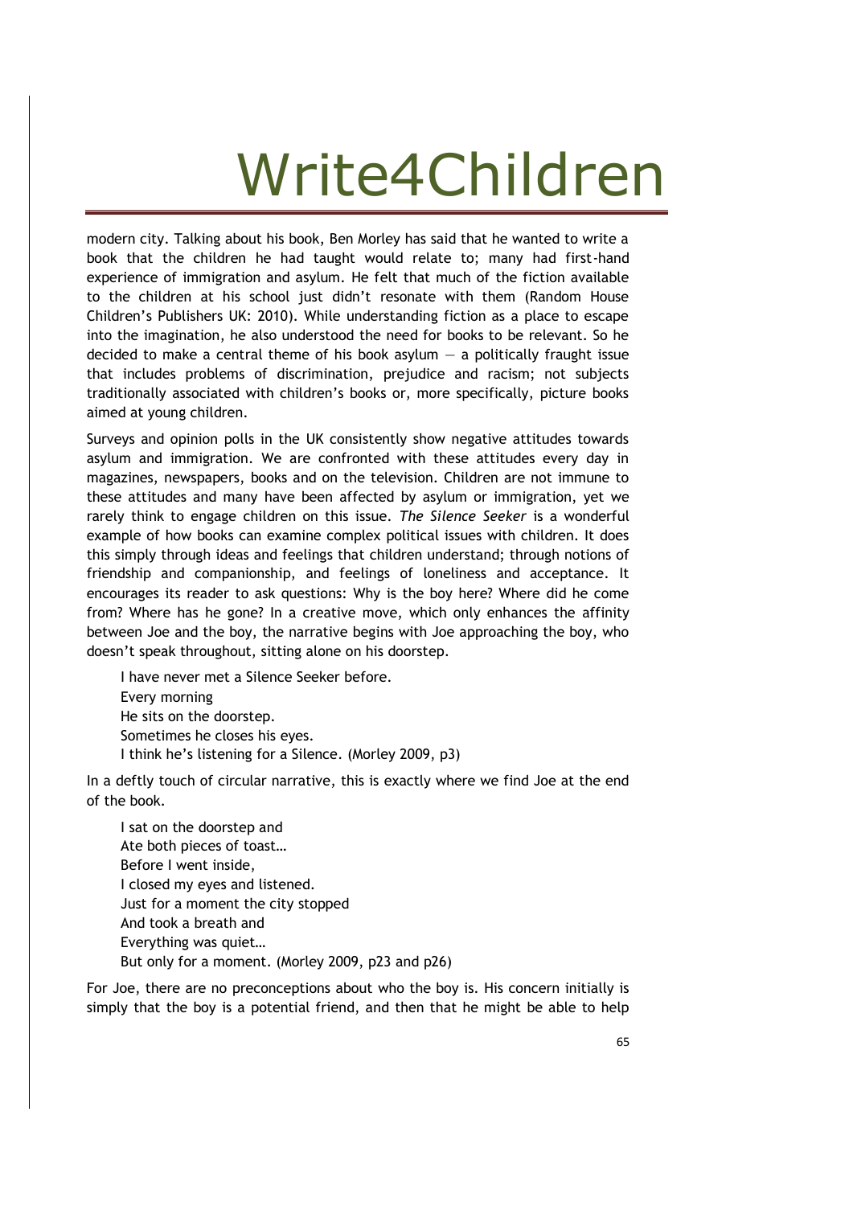modern city. Talking about his book, Ben Morley has said that he wanted to write a book that the children he had taught would relate to; many had first-hand experience of immigration and asylum. He felt that much of the fiction available to the children at his school just didn't resonate with them (Random House Children's Publishers UK: 2010). While understanding fiction as a place to escape into the imagination, he also understood the need for books to be relevant. So he decided to make a central theme of his book asylum — a politically fraught issue that includes problems of discrimination, prejudice and racism; not subjects traditionally associated with children's books or, more specifically, picture books aimed at young children.

Surveys and opinion polls in the UK consistently show negative attitudes towards asylum and immigration. We are confronted with these attitudes every day in magazines, newspapers, books and on the television. Children are not immune to these attitudes and many have been affected by asylum or immigration, yet we rarely think to engage children on this issue. *The Silence Seeker* is a wonderful example of how books can examine complex political issues with children. It does this simply through ideas and feelings that children understand; through notions of friendship and companionship, and feelings of loneliness and acceptance. It encourages its reader to ask questions: Why is the boy here? Where did he come from? Where has he gone? In a creative move, which only enhances the affinity between Joe and the boy, the narrative begins with Joe approaching the boy, who doesn't speak throughout, sitting alone on his doorstep.

> I have never met a Silence Seeker before.
> Every morning
> He sits on the doorstep.
> Sometimes he closes his eyes.
> I think he's listening for a Silence. (Morley 2009, p3)

In a deftly touch of circular narrative, this is exactly where we find Joe at the end of the book.

> I sat on the doorstep and
> Ate both pieces of toast…
> Before I went inside,
> I closed my eyes and listened.
> Just for a moment the city stopped
> And took a breath and
> Everything was quiet…
> But only for a moment. (Morley 2009, p23 and p26)

For Joe, there are no preconceptions about who the boy is. His concern initially is simply that the boy is a potential friend, and then that he might be able to help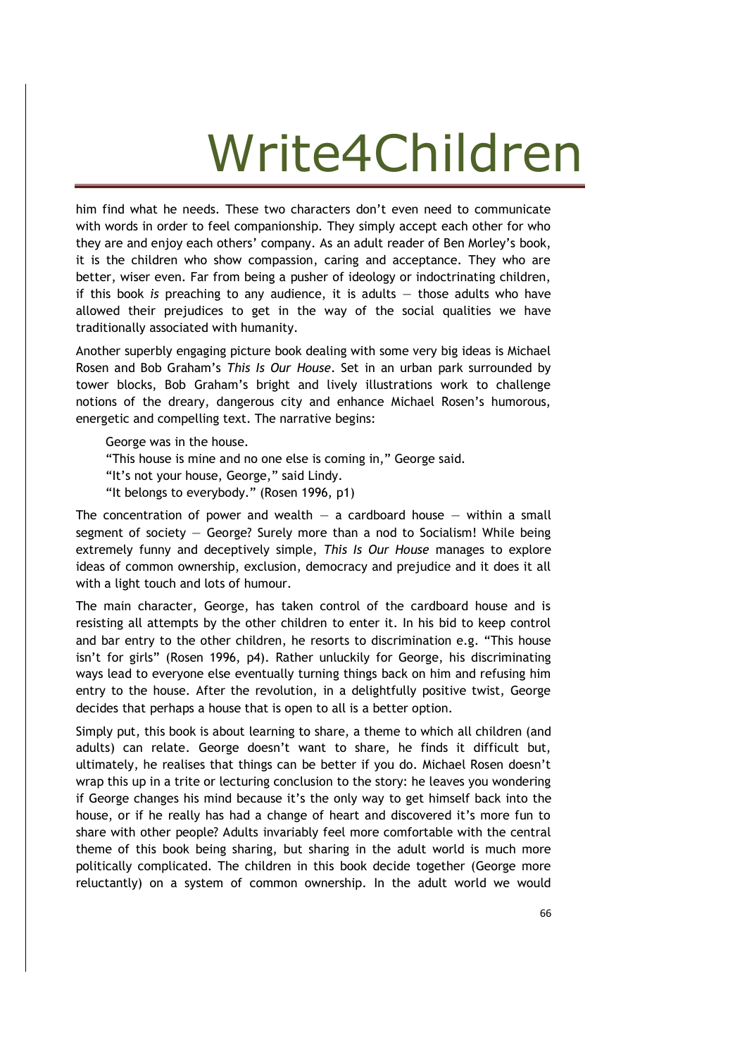him find what he needs. These two characters don't even need to communicate with words in order to feel companionship. They simply accept each other for who they are and enjoy each others' company. As an adult reader of Ben Morley's book, it is the children who show compassion, caring and acceptance. They who are better, wiser even. Far from being a pusher of ideology or indoctrinating children, if this book *is* preaching to any audience, it is adults — those adults who have allowed their prejudices to get in the way of the social qualities we have traditionally associated with humanity.

Another superbly engaging picture book dealing with some very big ideas is Michael Rosen and Bob Graham's *This Is Our House*. Set in an urban park surrounded by tower blocks, Bob Graham's bright and lively illustrations work to challenge notions of the dreary, dangerous city and enhance Michael Rosen's humorous, energetic and compelling text. The narrative begins:

> George was in the house.
> "This house is mine and no one else is coming in," George said.
> "It's not your house, George," said Lindy.
> "It belongs to everybody." (Rosen 1996, p1)

The concentration of power and wealth — a cardboard house — within a small segment of society — George? Surely more than a nod to Socialism! While being extremely funny and deceptively simple, *This Is Our House* manages to explore ideas of common ownership, exclusion, democracy and prejudice and it does it all with a light touch and lots of humour.

The main character, George, has taken control of the cardboard house and is resisting all attempts by the other children to enter it. In his bid to keep control and bar entry to the other children, he resorts to discrimination e.g. "This house isn't for girls" (Rosen 1996, p4). Rather unluckily for George, his discriminating ways lead to everyone else eventually turning things back on him and refusing him entry to the house. After the revolution, in a delightfully positive twist, George decides that perhaps a house that is open to all is a better option.

Simply put, this book is about learning to share, a theme to which all children (and adults) can relate. George doesn't want to share, he finds it difficult but, ultimately, he realises that things can be better if you do. Michael Rosen doesn't wrap this up in a trite or lecturing conclusion to the story: he leaves you wondering if George changes his mind because it's the only way to get himself back into the house, or if he really has had a change of heart and discovered it's more fun to share with other people? Adults invariably feel more comfortable with the central theme of this book being sharing, but sharing in the adult world is much more politically complicated. The children in this book decide together (George more reluctantly) on a system of common ownership. In the adult world we would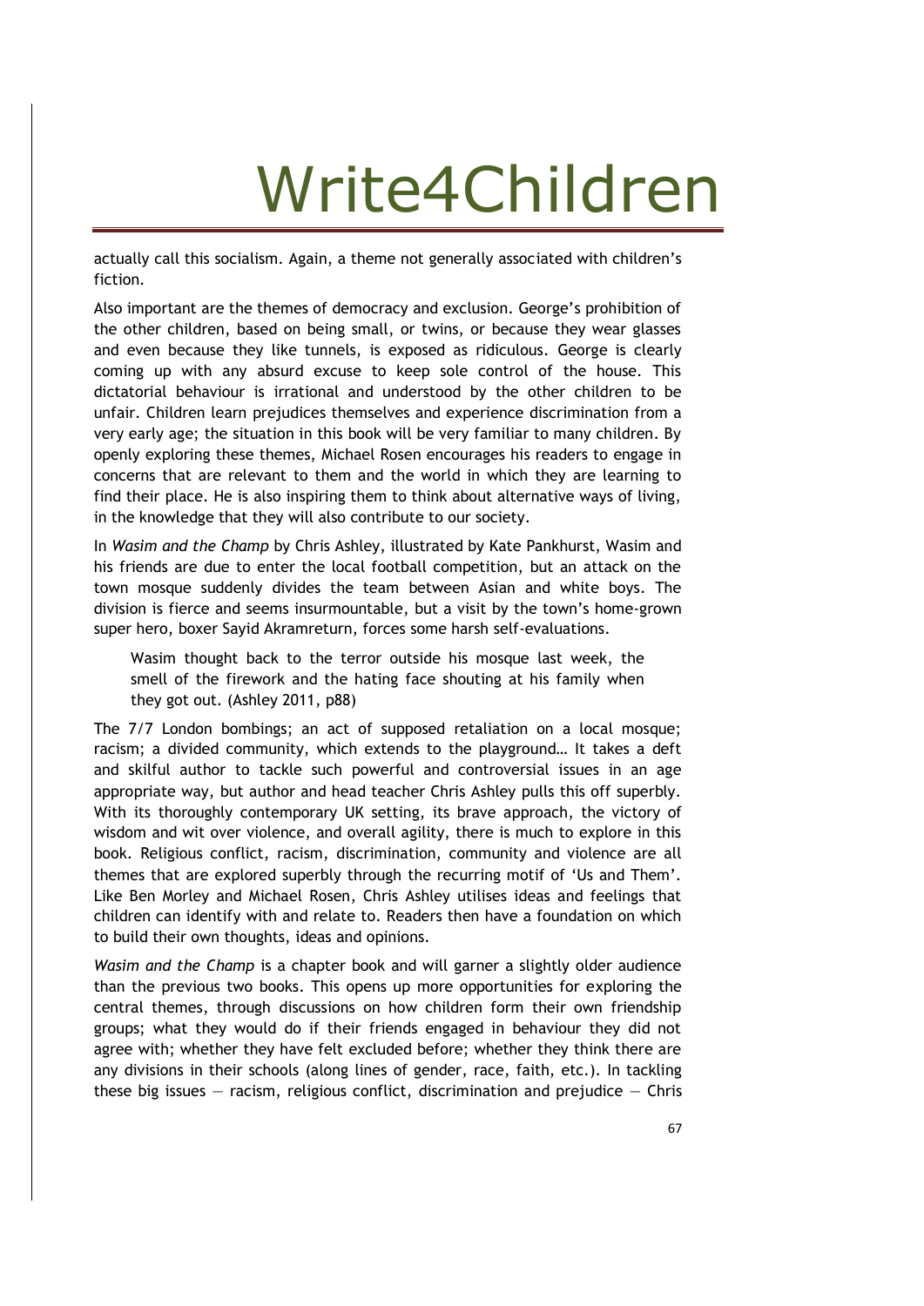actually call this socialism. Again, a theme not generally associated with children's fiction.

Also important are the themes of democracy and exclusion. George's prohibition of the other children, based on being small, or twins, or because they wear glasses and even because they like tunnels, is exposed as ridiculous. George is clearly coming up with any absurd excuse to keep sole control of the house. This dictatorial behaviour is irrational and understood by the other children to be unfair. Children learn prejudices themselves and experience discrimination from a very early age; the situation in this book will be very familiar to many children. By openly exploring these themes, Michael Rosen encourages his readers to engage in concerns that are relevant to them and the world in which they are learning to find their place. He is also inspiring them to think about alternative ways of living, in the knowledge that they will also contribute to our society.

In *Wasim and the Champ* by Chris Ashley, illustrated by Kate Pankhurst, Wasim and his friends are due to enter the local football competition, but an attack on the town mosque suddenly divides the team between Asian and white boys. The division is fierce and seems insurmountable, but a visit by the town's home-grown super hero, boxer Sayid Akramreturn, forces some harsh self-evaluations.

> Wasim thought back to the terror outside his mosque last week, the smell of the firework and the hating face shouting at his family when they got out. (Ashley 2011, p88)

The 7/7 London bombings; an act of supposed retaliation on a local mosque; racism; a divided community, which extends to the playground… It takes a deft and skilful author to tackle such powerful and controversial issues in an age appropriate way, but author and head teacher Chris Ashley pulls this off superbly. With its thoroughly contemporary UK setting, its brave approach, the victory of wisdom and wit over violence, and overall agility, there is much to explore in this book. Religious conflict, racism, discrimination, community and violence are all themes that are explored superbly through the recurring motif of 'Us and Them'. Like Ben Morley and Michael Rosen, Chris Ashley utilises ideas and feelings that children can identify with and relate to. Readers then have a foundation on which to build their own thoughts, ideas and opinions.

*Wasim and the Champ* is a chapter book and will garner a slightly older audience than the previous two books. This opens up more opportunities for exploring the central themes, through discussions on how children form their own friendship groups; what they would do if their friends engaged in behaviour they did not agree with; whether they have felt excluded before; whether they think there are any divisions in their schools (along lines of gender, race, faith, etc.). In tackling these big issues — racism, religious conflict, discrimination and prejudice — Chris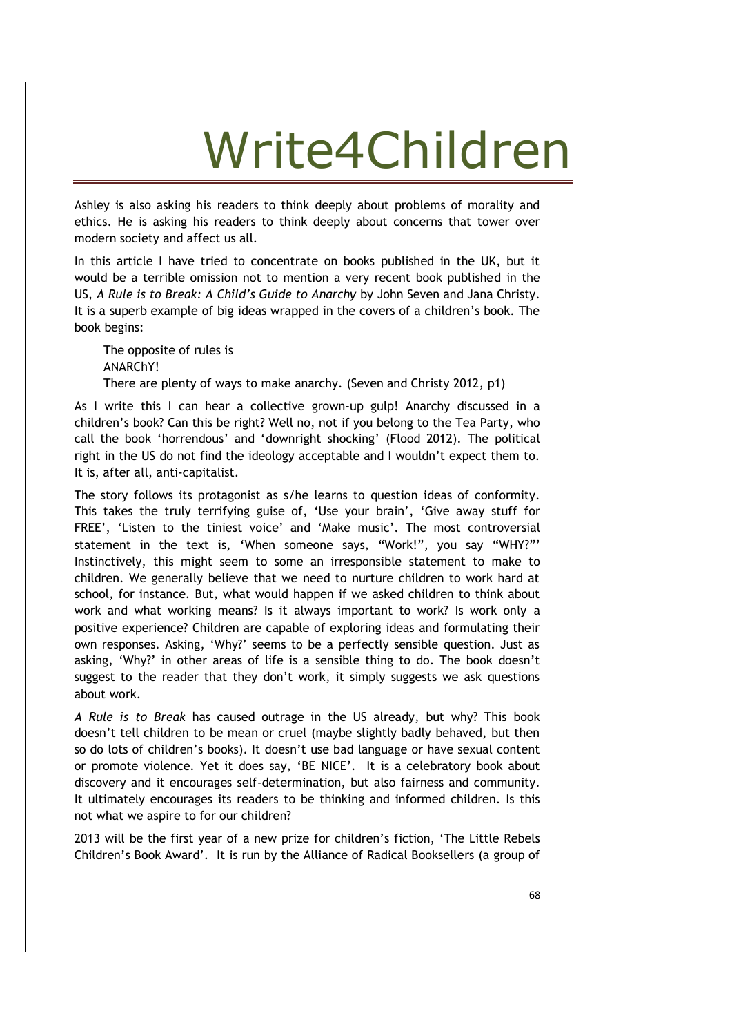Ashley is also asking his readers to think deeply about problems of morality and ethics. He is asking his readers to think deeply about concerns that tower over modern society and affect us all.

In this article I have tried to concentrate on books published in the UK, but it would be a terrible omission not to mention a very recent book published in the US, *A Rule is to Break: A Child's Guide to Anarchy* by John Seven and Jana Christy. It is a superb example of big ideas wrapped in the covers of a children's book. The book begins:

> The opposite of rules is
> ANARChY!
> There are plenty of ways to make anarchy. (Seven and Christy 2012, p1)

As I write this I can hear a collective grown-up gulp! Anarchy discussed in a children's book? Can this be right? Well no, not if you belong to the Tea Party, who call the book 'horrendous' and 'downright shocking' (Flood 2012). The political right in the US do not find the ideology acceptable and I wouldn't expect them to. It is, after all, anti-capitalist.

The story follows its protagonist as s/he learns to question ideas of conformity. This takes the truly terrifying guise of, 'Use your brain', 'Give away stuff for FREE', 'Listen to the tiniest voice' and 'Make music'. The most controversial statement in the text is, 'When someone says, "Work!", you say "WHY?"' Instinctively, this might seem to some an irresponsible statement to make to children. We generally believe that we need to nurture children to work hard at school, for instance. But, what would happen if we asked children to think about work and what working means? Is it always important to work? Is work only a positive experience? Children are capable of exploring ideas and formulating their own responses. Asking, 'Why?' seems to be a perfectly sensible question. Just as asking, 'Why?' in other areas of life is a sensible thing to do. The book doesn't suggest to the reader that they don't work, it simply suggests we ask questions about work.

*A Rule is to Break* has caused outrage in the US already, but why? This book doesn't tell children to be mean or cruel (maybe slightly badly behaved, but then so do lots of children's books). It doesn't use bad language or have sexual content or promote violence. Yet it does say, 'BE NICE'. It is a celebratory book about discovery and it encourages self-determination, but also fairness and community. It ultimately encourages its readers to be thinking and informed children. Is this not what we aspire to for our children?

2013 will be the first year of a new prize for children's fiction, 'The Little Rebels Children's Book Award'. It is run by the Alliance of Radical Booksellers (a group of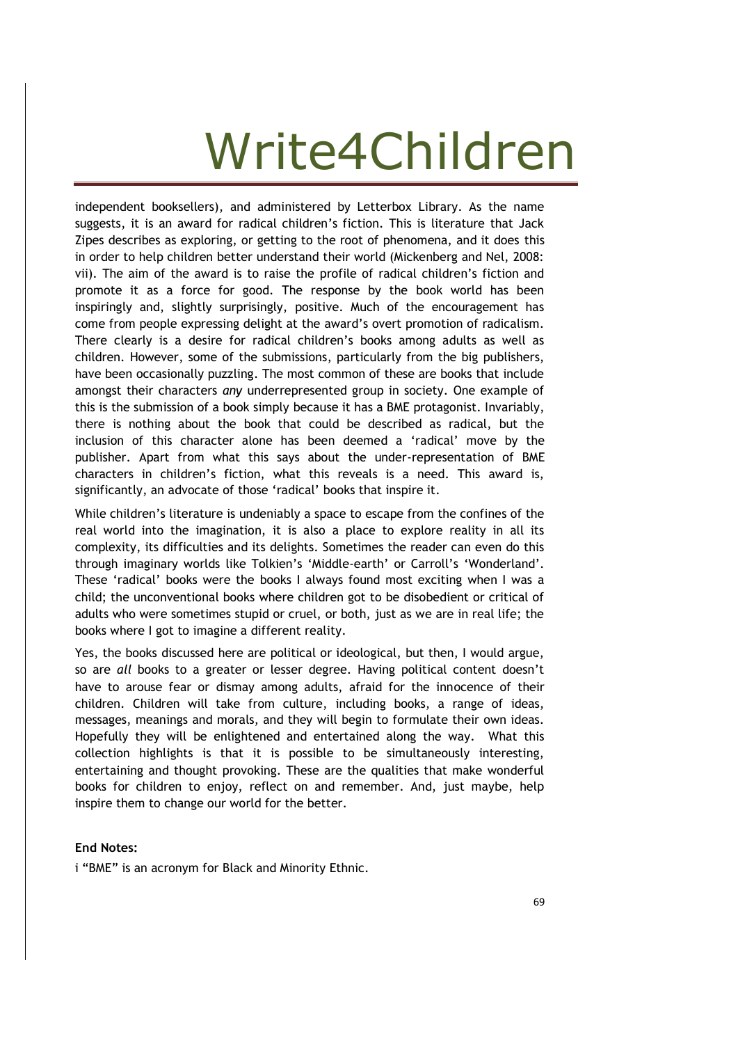independent booksellers), and administered by Letterbox Library. As the name suggests, it is an award for radical children's fiction. This is literature that Jack Zipes describes as exploring, or getting to the root of phenomena, and it does this in order to help children better understand their world (Mickenberg and Nel, 2008: vii). The aim of the award is to raise the profile of radical children's fiction and promote it as a force for good. The response by the book world has been inspiringly and, slightly surprisingly, positive. Much of the encouragement has come from people expressing delight at the award's overt promotion of radicalism. There clearly is a desire for radical children's books among adults as well as children. However, some of the submissions, particularly from the big publishers, have been occasionally puzzling. The most common of these are books that include amongst their characters *any* underrepresented group in society. One example of this is the submission of a book simply because it has a BME protagonist. Invariably, there is nothing about the book that could be described as radical, but the inclusion of this character alone has been deemed a 'radical' move by the publisher. Apart from what this says about the under-representation of BME characters in children's fiction, what this reveals is a need. This award is, significantly, an advocate of those 'radical' books that inspire it.

While children's literature is undeniably a space to escape from the confines of the real world into the imagination, it is also a place to explore reality in all its complexity, its difficulties and its delights. Sometimes the reader can even do this through imaginary worlds like Tolkien's 'Middle-earth' or Carroll's 'Wonderland'. These 'radical' books were the books I always found most exciting when I was a child; the unconventional books where children got to be disobedient or critical of adults who were sometimes stupid or cruel, or both, just as we are in real life; the books where I got to imagine a different reality.

Yes, the books discussed here are political or ideological, but then, I would argue, so are *all* books to a greater or lesser degree. Having political content doesn't have to arouse fear or dismay among adults, afraid for the innocence of their children. Children will take from culture, including books, a range of ideas, messages, meanings and morals, and they will begin to formulate their own ideas. Hopefully they will be enlightened and entertained along the way. What this collection highlights is that it is possible to be simultaneously interesting, entertaining and thought provoking. These are the qualities that make wonderful books for children to enjoy, reflect on and remember. And, just maybe, help inspire them to change our world for the better.

**End Notes:**

i "BME" is an acronym for Black and Minority Ethnic.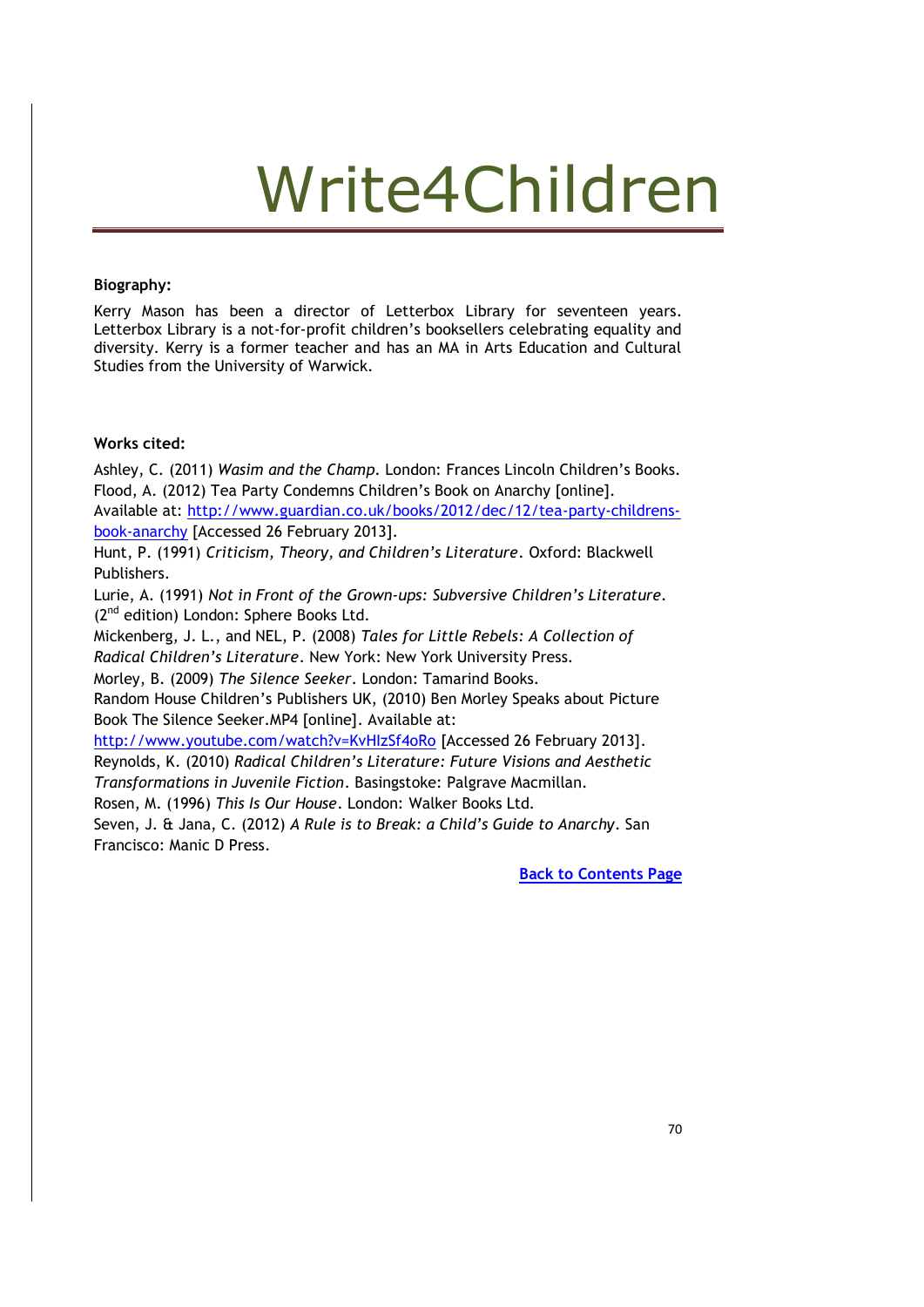# Write4Children

**Biography:**

Kerry Mason has been a director of Letterbox Library for seventeen years. Letterbox Library is a not-for-profit children's booksellers celebrating equality and diversity. Kerry is a former teacher and has an MA in Arts Education and Cultural Studies from the University of Warwick.

**Works cited:**

Ashley, C. (2011) *Wasim and the Champ*. London: Frances Lincoln Children's Books.
Flood, A. (2012) Tea Party Condemns Children's Book on Anarchy [online].
Available at: http://www.guardian.co.uk/books/2012/dec/12/tea-party-childrens-book-anarchy [Accessed 26 February 2013].
Hunt, P. (1991) *Criticism, Theory, and Children's Literature*. Oxford: Blackwell Publishers.
Lurie, A. (1991) *Not in Front of the Grown-ups: Subversive Children's Literature*. (2nd edition) London: Sphere Books Ltd.
Mickenberg, J. L., and NEL, P. (2008) *Tales for Little Rebels: A Collection of Radical Children's Literature*. New York: New York University Press.
Morley, B. (2009) *The Silence Seeker*. London: Tamarind Books.
Random House Children's Publishers UK, (2010) Ben Morley Speaks about Picture Book The Silence Seeker.MP4 [online]. Available at:
http://www.youtube.com/watch?v=KvHlzSf4oRo [Accessed 26 February 2013].
Reynolds, K. (2010) *Radical Children's Literature: Future Visions and Aesthetic Transformations in Juvenile Fiction*. Basingstoke: Palgrave Macmillan.
Rosen, M. (1996) *This Is Our House*. London: Walker Books Ltd.
Seven, J. & Jana, C. (2012) *A Rule is to Break: a Child's Guide to Anarchy*. San Francisco: Manic D Press.

**Back to Contents Page**